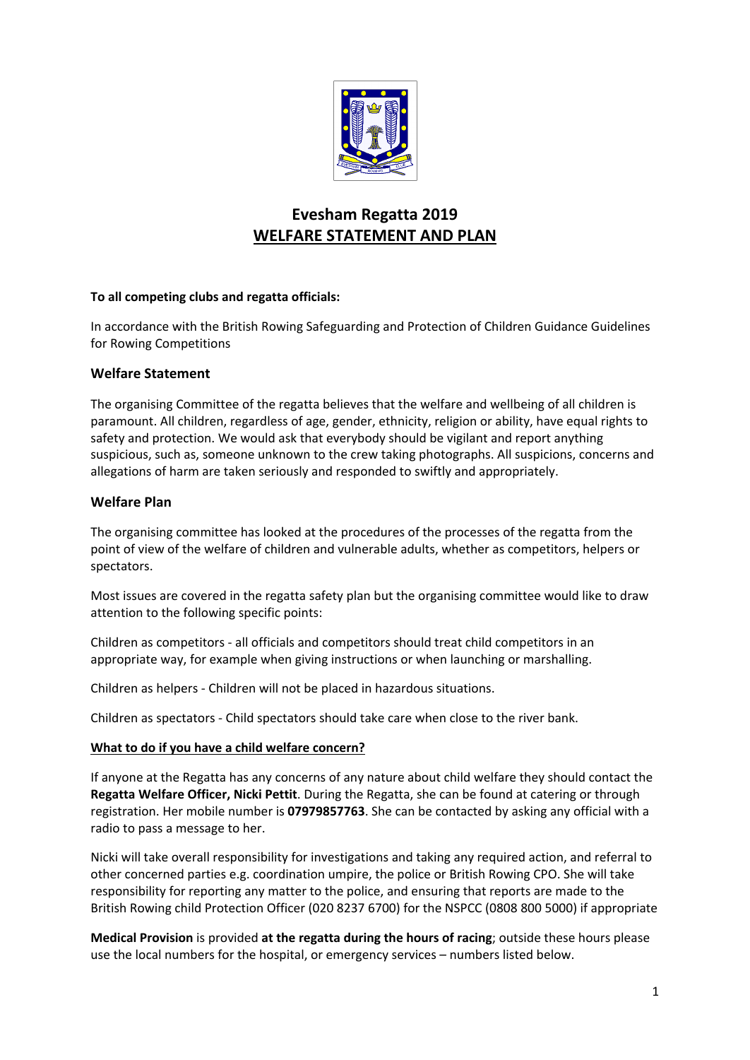# Evesham Regatta 2019
## WELFARE STATEMENT AND PLAN

**To all competing clubs and regatta officials:**

In accordance with the British Rowing Safeguarding and Protection of Children Guidance Guidelines for Rowing Competitions

### Welfare Statement

The organising Committee of the regatta believes that the welfare and wellbeing of all children is paramount. All children, regardless of age, gender, ethnicity, religion or ability, have equal rights to safety and protection. We would ask that everybody should be vigilant and report anything suspicious, such as, someone unknown to the crew taking photographs. All suspicions, concerns and allegations of harm are taken seriously and responded to swiftly and appropriately.

### Welfare Plan

The organising committee has looked at the procedures of the processes of the regatta from the point of view of the welfare of children and vulnerable adults, whether as competitors, helpers or spectators.

Most issues are covered in the regatta safety plan but the organising committee would like to draw attention to the following specific points:

Children as competitors - all officials and competitors should treat child competitors in an appropriate way, for example when giving instructions or when launching or marshalling.

Children as helpers - Children will not be placed in hazardous situations.

Children as spectators - Child spectators should take care when close to the river bank.

**What to do if you have a child welfare concern?**

If anyone at the Regatta has any concerns of any nature about child welfare they should contact the **Regatta Welfare Officer, Nicki Pettit**. During the Regatta, she can be found at catering or through registration. Her mobile number is **07979857763**. She can be contacted by asking any official with a radio to pass a message to her.

Nicki will take overall responsibility for investigations and taking any required action, and referral to other concerned parties e.g. coordination umpire, the police or British Rowing CPO. She will take responsibility for reporting any matter to the police, and ensuring that reports are made to the British Rowing child Protection Officer (020 8237 6700) for the NSPCC (0808 800 5000) if appropriate

**Medical Provision** is provided **at the regatta during the hours of racing**; outside these hours please use the local numbers for the hospital, or emergency services – numbers listed below.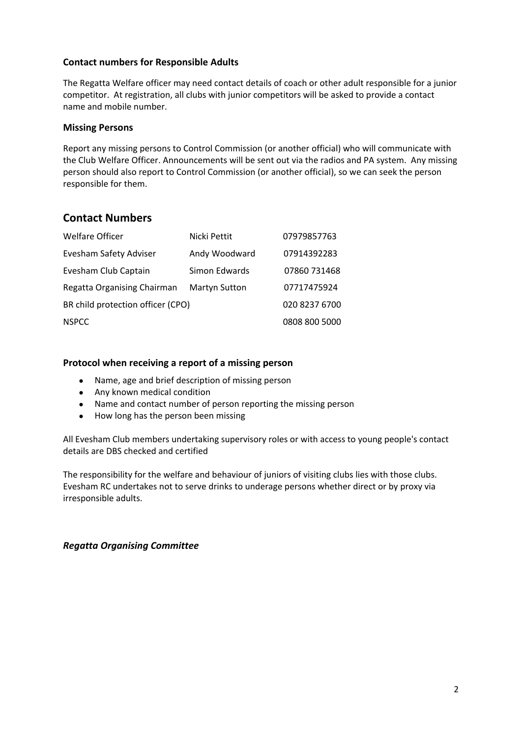### Contact numbers for Responsible Adults

The Regatta Welfare officer may need contact details of coach or other adult responsible for a junior competitor. At registration, all clubs with junior competitors will be asked to provide a contact name and mobile number.

### Missing Persons

Report any missing persons to Control Commission (or another official) who will communicate with the Club Welfare Officer. Announcements will be sent out via the radios and PA system. Any missing person should also report to Control Commission (or another official), so we can seek the person responsible for them.

## Contact Numbers

| | | |
|---|---|---|
| Welfare Officer | Nicki Pettit | 07979857763 |
| Evesham Safety Adviser | Andy Woodward | 07914392283 |
| Evesham Club Captain | Simon Edwards | 07860 731468 |
| Regatta Organising Chairman | Martyn Sutton | 07717475924 |
| BR child protection officer (CPO) | | 020 8237 6700 |
| NSPCC | | 0808 800 5000 |

### Protocol when receiving a report of a missing person

- Name, age and brief description of missing person
- Any known medical condition
- Name and contact number of person reporting the missing person
- How long has the person been missing

All Evesham Club members undertaking supervisory roles or with access to young people's contact details are DBS checked and certified

The responsibility for the welfare and behaviour of juniors of visiting clubs lies with those clubs. Evesham RC undertakes not to serve drinks to underage persons whether direct or by proxy via irresponsible adults.

***Regatta Organising Committee***